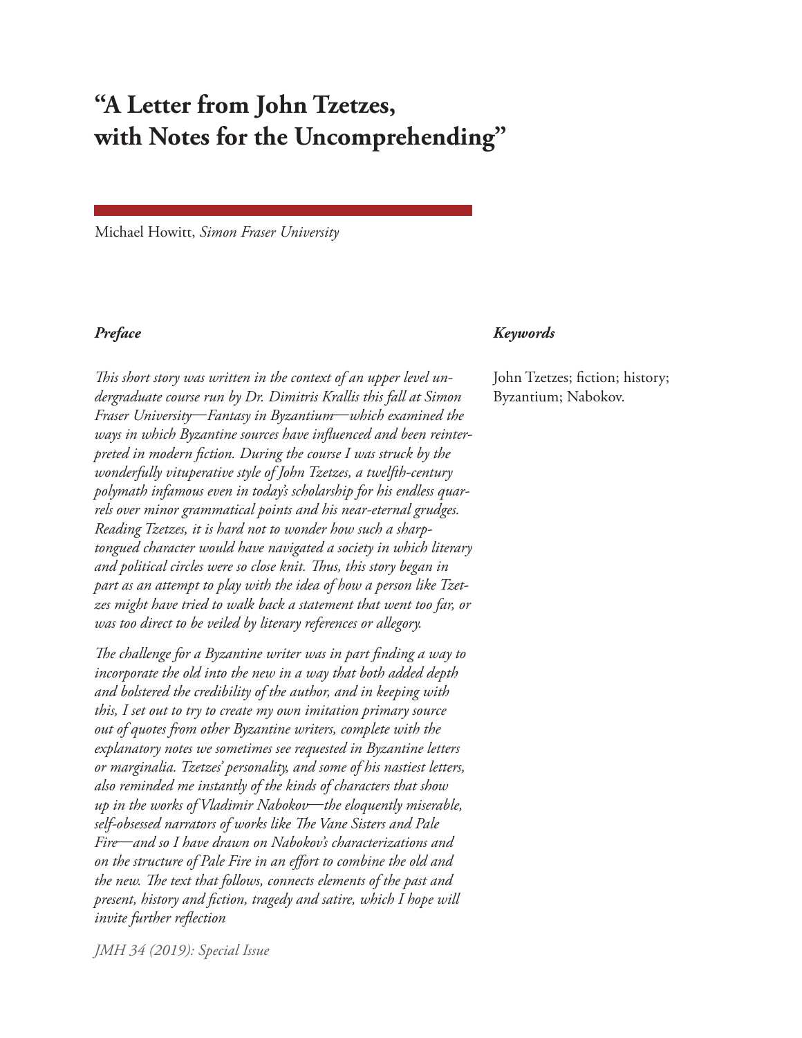# "A Letter from John Tzetzes, with Notes for the Uncomprehending"

Michael Howitt, *Simon Fraser University*

### *Preface*

*This short story was written in the context of an upper level undergraduate course run by Dr. Dimitris Krallis this fall at Simon Fraser University—Fantasy in Byzantium—which examined the ways in which Byzantine sources have influenced and been reinterpreted in modern fiction. During the course I was struck by the wonderfully vituperative style of John Tzetzes, a twelfth-century polymath infamous even in today's scholarship for his endless quarrels over minor grammatical points and his near-eternal grudges. Reading Tzetzes, it is hard not to wonder how such a sharp-tongued character would have navigated a society in which literary and political circles were so close knit. Thus, this story began in part as an attempt to play with the idea of how a person like Tzetzes might have tried to walk back a statement that went too far, or was too direct to be veiled by literary references or allegory.*

*The challenge for a Byzantine writer was in part finding a way to incorporate the old into the new in a way that both added depth and bolstered the credibility of the author, and in keeping with this, I set out to try to create my own imitation primary source out of quotes from other Byzantine writers, complete with the explanatory notes we sometimes see requested in Byzantine letters or marginalia. Tzetzes' personality, and some of his nastiest letters, also reminded me instantly of the kinds of characters that show up in the works of Vladimir Nabokov—the eloquently miserable, self-obsessed narrators of works like The Vane Sisters and Pale Fire—and so I have drawn on Nabokov's characterizations and on the structure of Pale Fire in an effort to combine the old and the new. The text that follows, connects elements of the past and present, history and fiction, tragedy and satire, which I hope will invite further reflection*

### *Keywords*

John Tzetzes; fiction; history; Byzantium; Nabokov.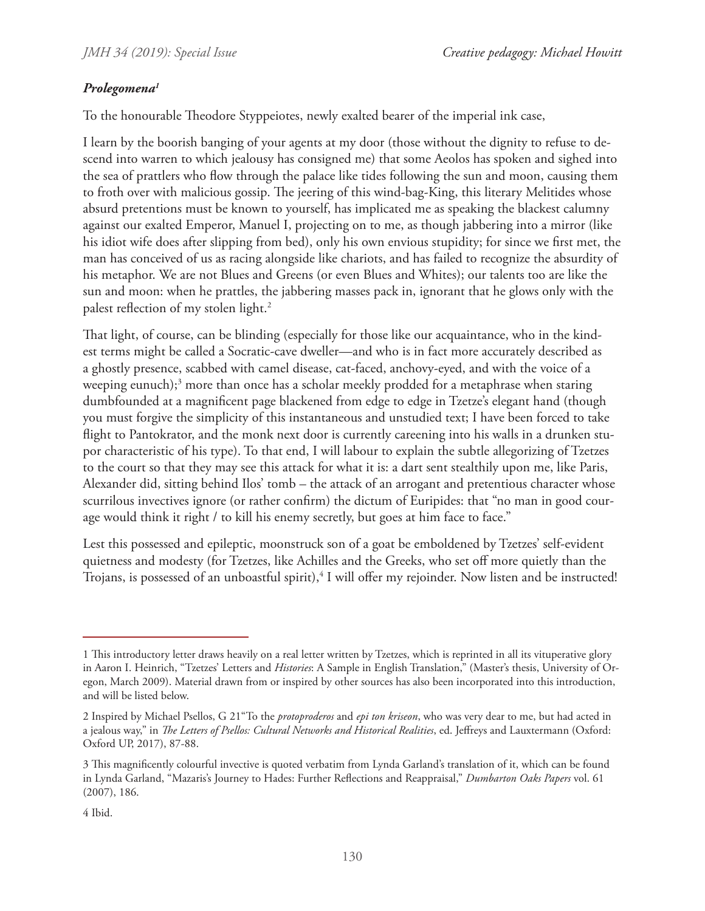### *Prolegomena*[1]

To the honourable Theodore Styppeiotes, newly exalted bearer of the imperial ink case,

I learn by the boorish banging of your agents at my door (those without the dignity to refuse to descend into warren to which jealousy has consigned me) that some Aeolos has spoken and sighed into the sea of prattlers who flow through the palace like tides following the sun and moon, causing them to froth over with malicious gossip. The jeering of this wind-bag-King, this literary Melitides whose absurd pretentions must be known to yourself, has implicated me as speaking the blackest calumny against our exalted Emperor, Manuel I, projecting on to me, as though jabbering into a mirror (like his idiot wife does after slipping from bed), only his own envious stupidity; for since we first met, the man has conceived of us as racing alongside like chariots, and has failed to recognize the absurdity of his metaphor. We are not Blues and Greens (or even Blues and Whites); our talents too are like the sun and moon: when he prattles, the jabbering masses pack in, ignorant that he glows only with the palest reflection of my stolen light.[2]

That light, of course, can be blinding (especially for those like our acquaintance, who in the kindest terms might be called a Socratic-cave dweller—and who is in fact more accurately described as a ghostly presence, scabbed with camel disease, cat-faced, anchovy-eyed, and with the voice of a weeping eunuch);[3] more than once has a scholar meekly prodded for a metaphrase when staring dumbfounded at a magnificent page blackened from edge to edge in Tzetze's elegant hand (though you must forgive the simplicity of this instantaneous and unstudied text; I have been forced to take flight to Pantokrator, and the monk next door is currently careening into his walls in a drunken stupor characteristic of his type). To that end, I will labour to explain the subtle allegorizing of Tzetzes to the court so that they may see this attack for what it is: a dart sent stealthily upon me, like Paris, Alexander did, sitting behind Ilos' tomb – the attack of an arrogant and pretentious character whose scurrilous invectives ignore (or rather confirm) the dictum of Euripides: that "no man in good courage would think it right / to kill his enemy secretly, but goes at him face to face."

Lest this possessed and epileptic, moonstruck son of a goat be emboldened by Tzetzes' self-evident quietness and modesty (for Tzetzes, like Achilles and the Greeks, who set off more quietly than the Trojans, is possessed of an unboastful spirit),[4] I will offer my rejoinder. Now listen and be instructed!

---

1 This introductory letter draws heavily on a real letter written by Tzetzes, which is reprinted in all its vituperative glory in Aaron I. Heinrich, "Tzetzes' Letters and *Histories*: A Sample in English Translation," (Master's thesis, University of Oregon, March 2009). Material drawn from or inspired by other sources has also been incorporated into this introduction, and will be listed below.

2 Inspired by Michael Psellos, G 21"To the *protoproderos* and *epi ton kriseon*, who was very dear to me, but had acted in a jealous way," in *The Letters of Psellos: Cultural Networks and Historical Realities*, ed. Jeffreys and Lauxtermann (Oxford: Oxford UP, 2017), 87-88.

3 This magnificently colourful invective is quoted verbatim from Lynda Garland's translation of it, which can be found in Lynda Garland, "Mazaris's Journey to Hades: Further Reflections and Reappraisal," *Dumbarton Oaks Papers* vol. 61 (2007), 186.

4 Ibid.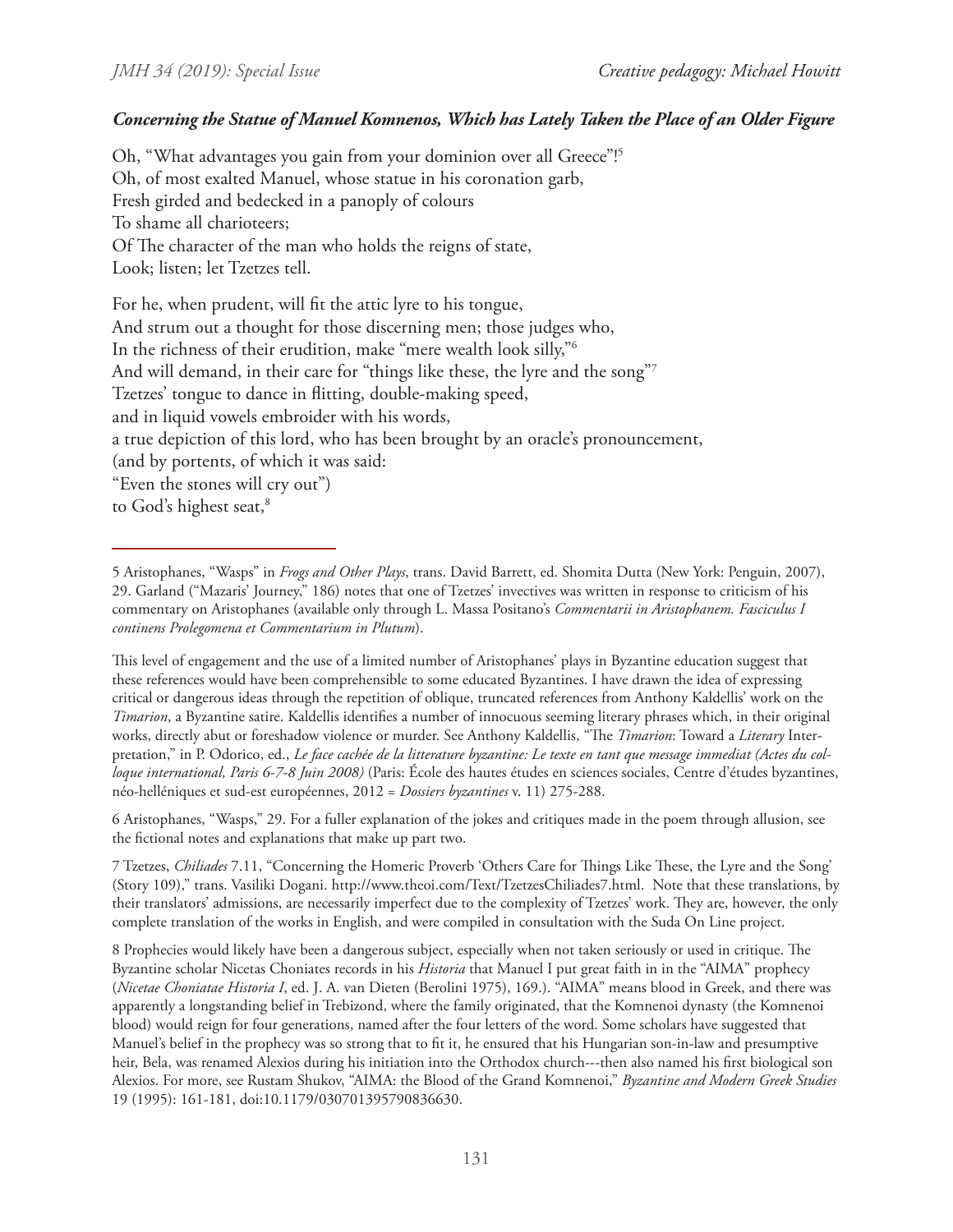***Concerning the Statue of Manuel Komnenos, Which has Lately Taken the Place of an Older Figure***

Oh, "What advantages you gain from your dominion over all Greece"![5]
Oh, of most exalted Manuel, whose statue in his coronation garb,
Fresh girded and bedecked in a panoply of colours
To shame all charioteers;
Of The character of the man who holds the reigns of state,
Look; listen; let Tzetzes tell.

For he, when prudent, will fit the attic lyre to his tongue,
And strum out a thought for those discerning men; those judges who,
In the richness of their erudition, make "mere wealth look silly,"[6]
And will demand, in their care for "things like these, the lyre and the song"[7]
Tzetzes' tongue to dance in flitting, double-making speed,
and in liquid vowels embroider with his words,
a true depiction of this lord, who has been brought by an oracle's pronouncement,
(and by portents, of which it was said:
"Even the stones will cry out")
to God's highest seat,[8]

---

5 Aristophanes, "Wasps" in *Frogs and Other Plays*, trans. David Barrett, ed. Shomita Dutta (New York: Penguin, 2007), 29. Garland ("Mazaris' Journey," 186) notes that one of Tzetzes' invectives was written in response to criticism of his commentary on Aristophanes (available only through L. Massa Positano's *Commentarii in Aristophanem. Fasciculus I continens Prolegomena et Commentarium in Plutum*).

This level of engagement and the use of a limited number of Aristophanes' plays in Byzantine education suggest that these references would have been comprehensible to some educated Byzantines. I have drawn the idea of expressing critical or dangerous ideas through the repetition of oblique, truncated references from Anthony Kaldellis' work on the *Timarion*, a Byzantine satire. Kaldellis identifies a number of innocuous seeming literary phrases which, in their original works, directly abut or foreshadow violence or murder. See Anthony Kaldellis, "The *Timarion*: Toward a *Literary* Interpretation," in P. Odorico, ed., *Le face cachée de la litterature byzantine: Le texte en tant que message immediat (Actes du colloque international, Paris 6-7-8 Juin 2008)* (Paris: École des hautes études en sciences sociales, Centre d'études byzantines, néo-helléniques et sud-est européennes, 2012 = *Dossiers byzantines* v. 11) 275-288.

6 Aristophanes, "Wasps," 29. For a fuller explanation of the jokes and critiques made in the poem through allusion, see the fictional notes and explanations that make up part two.

7 Tzetzes, *Chiliades* 7.11, "Concerning the Homeric Proverb 'Others Care for Things Like These, the Lyre and the Song' (Story 109)," trans. Vasiliki Dogani. http://www.theoi.com/Text/TzetzesChiliades7.html. Note that these translations, by their translators' admissions, are necessarily imperfect due to the complexity of Tzetzes' work. They are, however, the only complete translation of the works in English, and were compiled in consultation with the Suda On Line project.

8 Prophecies would likely have been a dangerous subject, especially when not taken seriously or used in critique. The Byzantine scholar Nicetas Choniates records in his *Historia* that Manuel I put great faith in in the "AIMA" prophecy (*Nicetae Choniatae Historia I*, ed. J. A. van Dieten (Berolini 1975), 169.). "AIMA" means blood in Greek, and there was apparently a longstanding belief in Trebizond, where the family originated, that the Komnenoi dynasty (the Komnenoi blood) would reign for four generations, named after the four letters of the word. Some scholars have suggested that Manuel's belief in the prophecy was so strong that to fit it, he ensured that his Hungarian son-in-law and presumptive heir, Bela, was renamed Alexios during his initiation into the Orthodox church---then also named his first biological son Alexios. For more, see Rustam Shukov, "AIMA: the Blood of the Grand Komnenoi," *Byzantine and Modern Greek Studies* 19 (1995): 161-181, doi:10.1179/030701395790836630.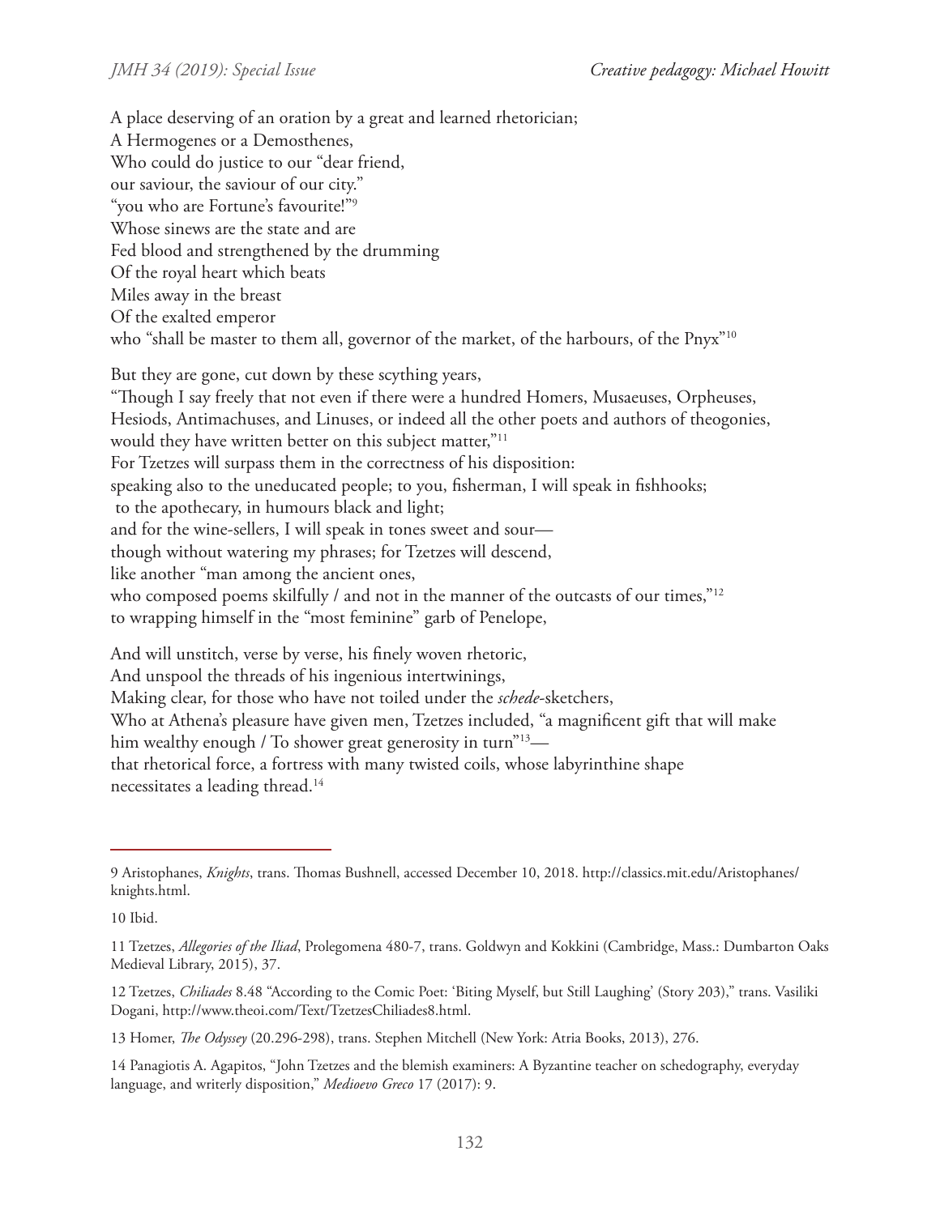A place deserving of an oration by a great and learned rhetorician;
A Hermogenes or a Demosthenes,
Who could do justice to our "dear friend,
our saviour, the saviour of our city."
"you who are Fortune's favourite!"[9]
Whose sinews are the state and are
Fed blood and strengthened by the drumming
Of the royal heart which beats
Miles away in the breast
Of the exalted emperor
who "shall be master to them all, governor of the market, of the harbours, of the Pnyx"[10]

But they are gone, cut down by these scything years,
"Though I say freely that not even if there were a hundred Homers, Musaeuses, Orpheuses, Hesiods, Antimachuses, and Linuses, or indeed all the other poets and authors of theogonies, would they have written better on this subject matter,"[11]
For Tzetzes will surpass them in the correctness of his disposition:
speaking also to the uneducated people; to you, fisherman, I will speak in fishhooks;
to the apothecary, in humours black and light;
and for the wine-sellers, I will speak in tones sweet and sour—
though without watering my phrases; for Tzetzes will descend,
like another "man among the ancient ones,
who composed poems skilfully / and not in the manner of the outcasts of our times,"[12]
to wrapping himself in the "most feminine" garb of Penelope,

And will unstitch, verse by verse, his finely woven rhetoric,
And unspool the threads of his ingenious intertwinings,
Making clear, for those who have not toiled under the *schede*-sketchers,
Who at Athena's pleasure have given men, Tzetzes included, "a magnificent gift that will make him wealthy enough / To shower great generosity in turn"[13]—
that rhetorical force, a fortress with many twisted coils, whose labyrinthine shape necessitates a leading thread.[14]

---

9 Aristophanes, *Knights*, trans. Thomas Bushnell, accessed December 10, 2018. http://classics.mit.edu/Aristophanes/knights.html.

10 Ibid.

11 Tzetzes, *Allegories of the Iliad*, Prolegomena 480-7, trans. Goldwyn and Kokkini (Cambridge, Mass.: Dumbarton Oaks Medieval Library, 2015), 37.

12 Tzetzes, *Chiliades* 8.48 "According to the Comic Poet: 'Biting Myself, but Still Laughing' (Story 203)," trans. Vasiliki Dogani, http://www.theoi.com/Text/TzetzesChiliades8.html.

13 Homer, *The Odyssey* (20.296-298), trans. Stephen Mitchell (New York: Atria Books, 2013), 276.

14 Panagiotis A. Agapitos, "John Tzetzes and the blemish examiners: A Byzantine teacher on schedography, everyday language, and writerly disposition," *Medioevo Greco* 17 (2017): 9.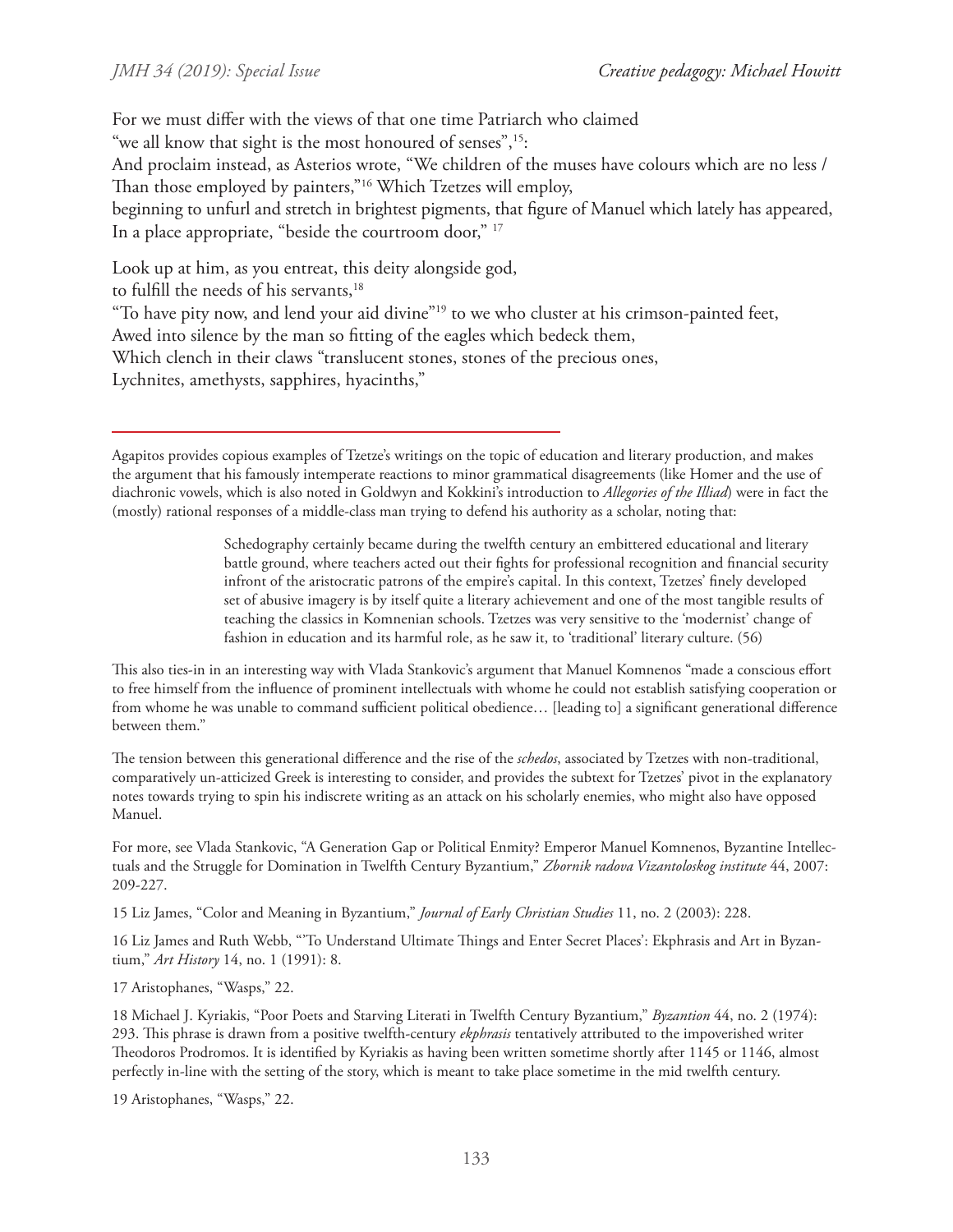For we must differ with the views of that one time Patriarch who claimed
"we all know that sight is the most honoured of senses",[15]:
And proclaim instead, as Asterios wrote, "We children of the muses have colours which are no less /
Than those employed by painters,"[16] Which Tzetzes will employ,
beginning to unfurl and stretch in brightest pigments, that figure of Manuel which lately has appeared,
In a place appropriate, "beside the courtroom door," [17]

Look up at him, as you entreat, this deity alongside god,
to fulfill the needs of his servants,[18]
"To have pity now, and lend your aid divine"[19] to we who cluster at his crimson-painted feet,
Awed into silence by the man so fitting of the eagles which bedeck them,
Which clench in their claws "translucent stones, stones of the precious ones,
Lychnites, amethysts, sapphires, hyacinths,"

---

Agapitos provides copious examples of Tzetze's writings on the topic of education and literary production, and makes the argument that his famously intemperate reactions to minor grammatical disagreements (like Homer and the use of diachronic vowels, which is also noted in Goldwyn and Kokkini's introduction to *Allegories of the Illiad*) were in fact the (mostly) rational responses of a middle-class man trying to defend his authority as a scholar, noting that:

> Schedography certainly became during the twelfth century an embittered educational and literary battle ground, where teachers acted out their fights for professional recognition and financial security infront of the aristocratic patrons of the empire's capital. In this context, Tzetzes' finely developed set of abusive imagery is by itself quite a literary achievement and one of the most tangible results of teaching the classics in Komnenian schools. Tzetzes was very sensitive to the 'modernist' change of fashion in education and its harmful role, as he saw it, to 'traditional' literary culture. (56)

This also ties-in in an interesting way with Vlada Stankovic's argument that Manuel Komnenos "made a conscious effort to free himself from the influence of prominent intellectuals with whome he could not establish satisfying cooperation or from whome he was unable to command sufficient political obedience… [leading to] a significant generational difference between them."

The tension between this generational difference and the rise of the *schedos*, associated by Tzetzes with non-traditional, comparatively un-atticized Greek is interesting to consider, and provides the subtext for Tzetzes' pivot in the explanatory notes towards trying to spin his indiscrete writing as an attack on his scholarly enemies, who might also have opposed Manuel.

For more, see Vlada Stankovic, "A Generation Gap or Political Enmity? Emperor Manuel Komnenos, Byzantine Intellectuals and the Struggle for Domination in Twelfth Century Byzantium," *Zbornik radova Vizantoloskog institute* 44, 2007: 209-227.

15 Liz James, "Color and Meaning in Byzantium," *Journal of Early Christian Studies* 11, no. 2 (2003): 228.

16 Liz James and Ruth Webb, "'To Understand Ultimate Things and Enter Secret Places': Ekphrasis and Art in Byzantium," *Art History* 14, no. 1 (1991): 8.

17 Aristophanes, "Wasps," 22.

18 Michael J. Kyriakis, "Poor Poets and Starving Literati in Twelfth Century Byzantium," *Byzantion* 44, no. 2 (1974): 293. This phrase is drawn from a positive twelfth-century *ekphrasis* tentatively attributed to the impoverished writer Theodoros Prodromos. It is identified by Kyriakis as having been written sometime shortly after 1145 or 1146, almost perfectly in-line with the setting of the story, which is meant to take place sometime in the mid twelfth century.

19 Aristophanes, "Wasps," 22.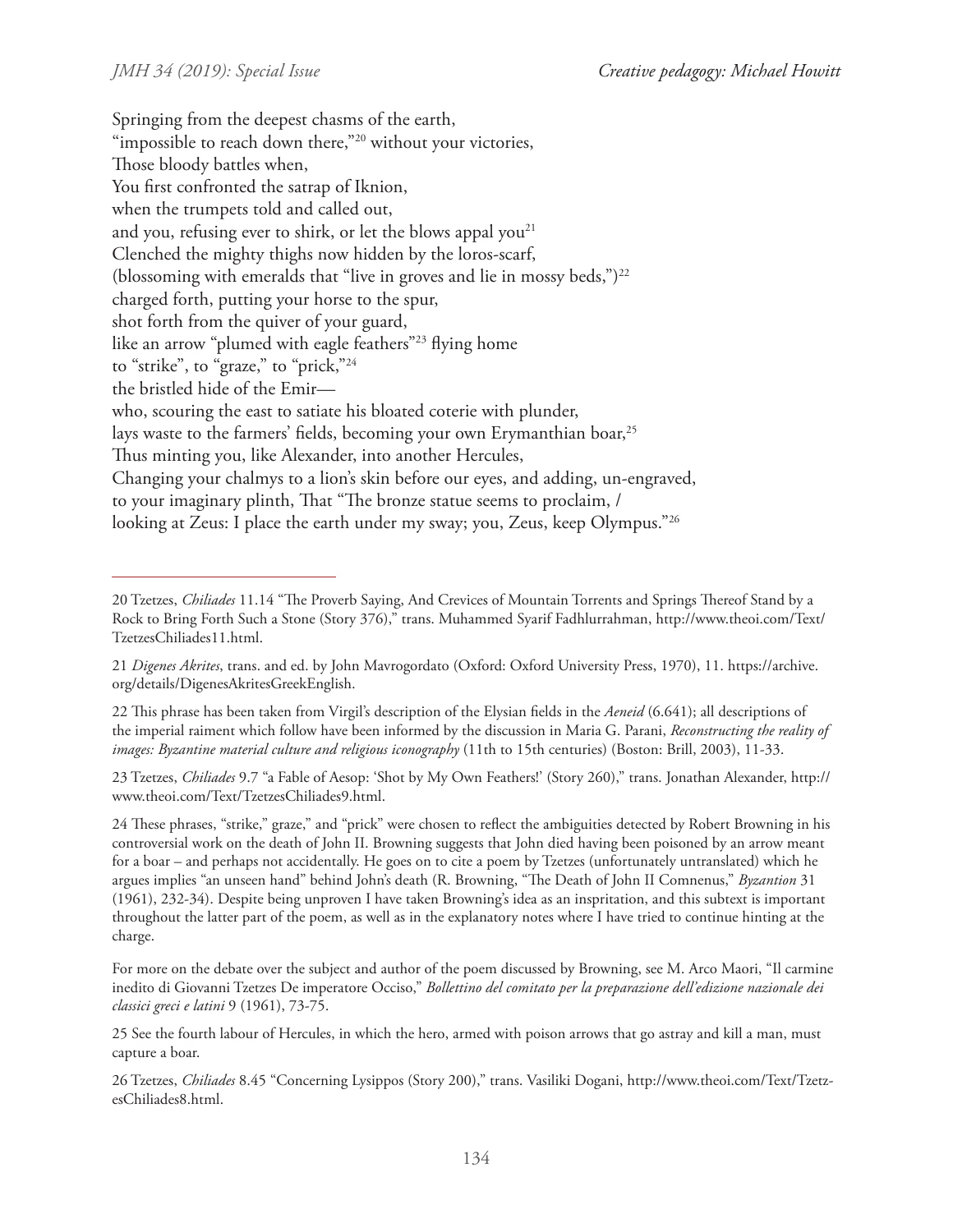Springing from the deepest chasms of the earth,  
"impossible to reach down there,"[20] without your victories,  
Those bloody battles when,  
You first confronted the satrap of Iknion,  
when the trumpets told and called out,  
and you, refusing ever to shirk, or let the blows appal you[21]  
Clenched the mighty thighs now hidden by the loros-scarf,  
(blossoming with emeralds that "live in groves and lie in mossy beds,")[22]  
charged forth, putting your horse to the spur,  
shot forth from the quiver of your guard,  
like an arrow "plumed with eagle feathers"[23] flying home  
to "strike", to "graze," to "prick,"[24]  
the bristled hide of the Emir—  
who, scouring the east to satiate his bloated coterie with plunder,  
lays waste to the farmers' fields, becoming your own Erymanthian boar,[25]  
Thus minting you, like Alexander, into another Hercules,  
Changing your chalmys to a lion's skin before our eyes, and adding, un-engraved,  
to your imaginary plinth, That "The bronze statue seems to proclaim, /  
looking at Zeus: I place the earth under my sway; you, Zeus, keep Olympus."[26]

---

20 Tzetzes, *Chiliades* 11.14 "The Proverb Saying, And Crevices of Mountain Torrents and Springs Thereof Stand by a Rock to Bring Forth Such a Stone (Story 376)," trans. Muhammed Syarif Fadhlurrahman, http://www.theoi.com/Text/TzetzesChiliades11.html.

21 *Digenes Akrites*, trans. and ed. by John Mavrogordato (Oxford: Oxford University Press, 1970), 11. https://archive.org/details/DigenesAkritesGreekEnglish.

22 This phrase has been taken from Virgil's description of the Elysian fields in the *Aeneid* (6.641); all descriptions of the imperial raiment which follow have been informed by the discussion in Maria G. Parani, *Reconstructing the reality of images: Byzantine material culture and religious iconography* (11th to 15th centuries) (Boston: Brill, 2003), 11-33.

23 Tzetzes, *Chiliades* 9.7 "a Fable of Aesop: 'Shot by My Own Feathers!' (Story 260)," trans. Jonathan Alexander, http://www.theoi.com/Text/TzetzesChiliades9.html.

24 These phrases, "strike," graze," and "prick" were chosen to reflect the ambiguities detected by Robert Browning in his controversial work on the death of John II. Browning suggests that John died having been poisoned by an arrow meant for a boar – and perhaps not accidentally. He goes on to cite a poem by Tzetzes (unfortunately untranslated) which he argues implies "an unseen hand" behind John's death (R. Browning, "The Death of John II Comnenus," *Byzantion* 31 (1961), 232-34). Despite being unproven I have taken Browning's idea as an inspritation, and this subtext is important throughout the latter part of the poem, as well as in the explanatory notes where I have tried to continue hinting at the charge.

For more on the debate over the subject and author of the poem discussed by Browning, see M. Arco Maori, "Il carmine inedito di Giovanni Tzetzes De imperatore Occiso," *Bollettino del comitato per la preparazione dell'edizione nazionale dei classici greci e latini* 9 (1961), 73-75.

25 See the fourth labour of Hercules, in which the hero, armed with poison arrows that go astray and kill a man, must capture a boar.

26 Tzetzes, *Chiliades* 8.45 "Concerning Lysippos (Story 200)," trans. Vasiliki Dogani, http://www.theoi.com/Text/TzetzesChiliades8.html.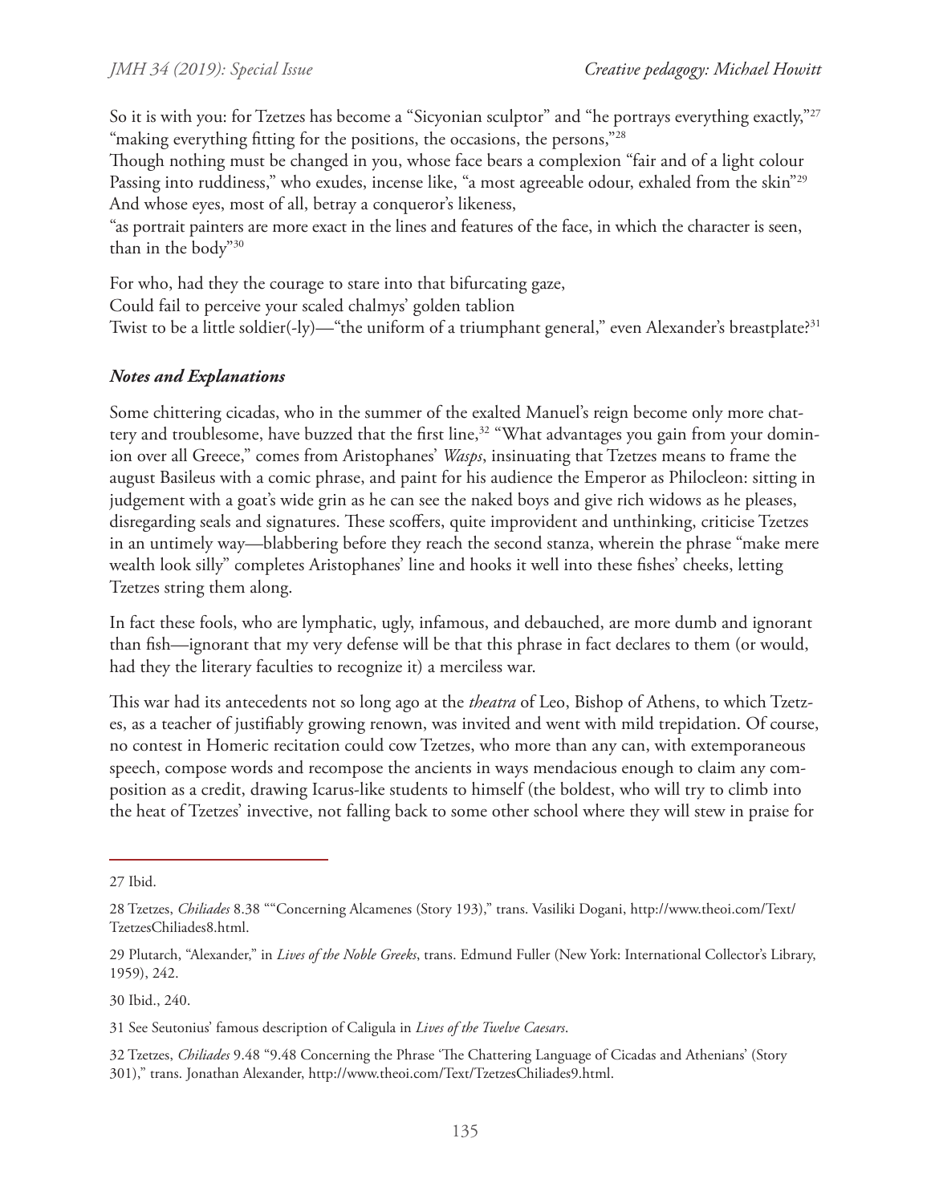So it is with you: for Tzetzes has become a "Sicyonian sculptor" and "he portrays everything exactly,"[27] "making everything fitting for the positions, the occasions, the persons,"[28]
Though nothing must be changed in you, whose face bears a complexion "fair and of a light colour Passing into ruddiness," who exudes, incense like, "a most agreeable odour, exhaled from the skin"[29]
And whose eyes, most of all, betray a conqueror's likeness,
"as portrait painters are more exact in the lines and features of the face, in which the character is seen, than in the body"[30]

For who, had they the courage to stare into that bifurcating gaze,
Could fail to perceive your scaled chalmys' golden tablion
Twist to be a little soldier(-ly)—"the uniform of a triumphant general," even Alexander's breastplate?[31]

### *Notes and Explanations*

Some chittering cicadas, who in the summer of the exalted Manuel's reign become only more chattery and troublesome, have buzzed that the first line,[32] "What advantages you gain from your dominion over all Greece," comes from Aristophanes' *Wasps*, insinuating that Tzetzes means to frame the august Basileus with a comic phrase, and paint for his audience the Emperor as Philocleon: sitting in judgement with a goat's wide grin as he can see the naked boys and give rich widows as he pleases, disregarding seals and signatures. These scoffers, quite improvident and unthinking, criticise Tzetzes in an untimely way—blabbering before they reach the second stanza, wherein the phrase "make mere wealth look silly" completes Aristophanes' line and hooks it well into these fishes' cheeks, letting Tzetzes string them along.

In fact these fools, who are lymphatic, ugly, infamous, and debauched, are more dumb and ignorant than fish—ignorant that my very defense will be that this phrase in fact declares to them (or would, had they the literary faculties to recognize it) a merciless war.

This war had its antecedents not so long ago at the *theatra* of Leo, Bishop of Athens, to which Tzetzes, as a teacher of justifiably growing renown, was invited and went with mild trepidation. Of course, no contest in Homeric recitation could cow Tzetzes, who more than any can, with extemporaneous speech, compose words and recompose the ancients in ways mendacious enough to claim any composition as a credit, drawing Icarus-like students to himself (the boldest, who will try to climb into the heat of Tzetzes' invective, not falling back to some other school where they will stew in praise for

---

27 Ibid.

28 Tzetzes, *Chiliades* 8.38 ""Concerning Alcamenes (Story 193)," trans. Vasiliki Dogani, http://www.theoi.com/Text/TzetzesChiliades8.html.

29 Plutarch, "Alexander," in *Lives of the Noble Greeks*, trans. Edmund Fuller (New York: International Collector's Library, 1959), 242.

30 Ibid., 240.

31 See Seutonius' famous description of Caligula in *Lives of the Twelve Caesars*.

32 Tzetzes, *Chiliades* 9.48 "9.48 Concerning the Phrase 'The Chattering Language of Cicadas and Athenians' (Story 301)," trans. Jonathan Alexander, http://www.theoi.com/Text/TzetzesChiliades9.html.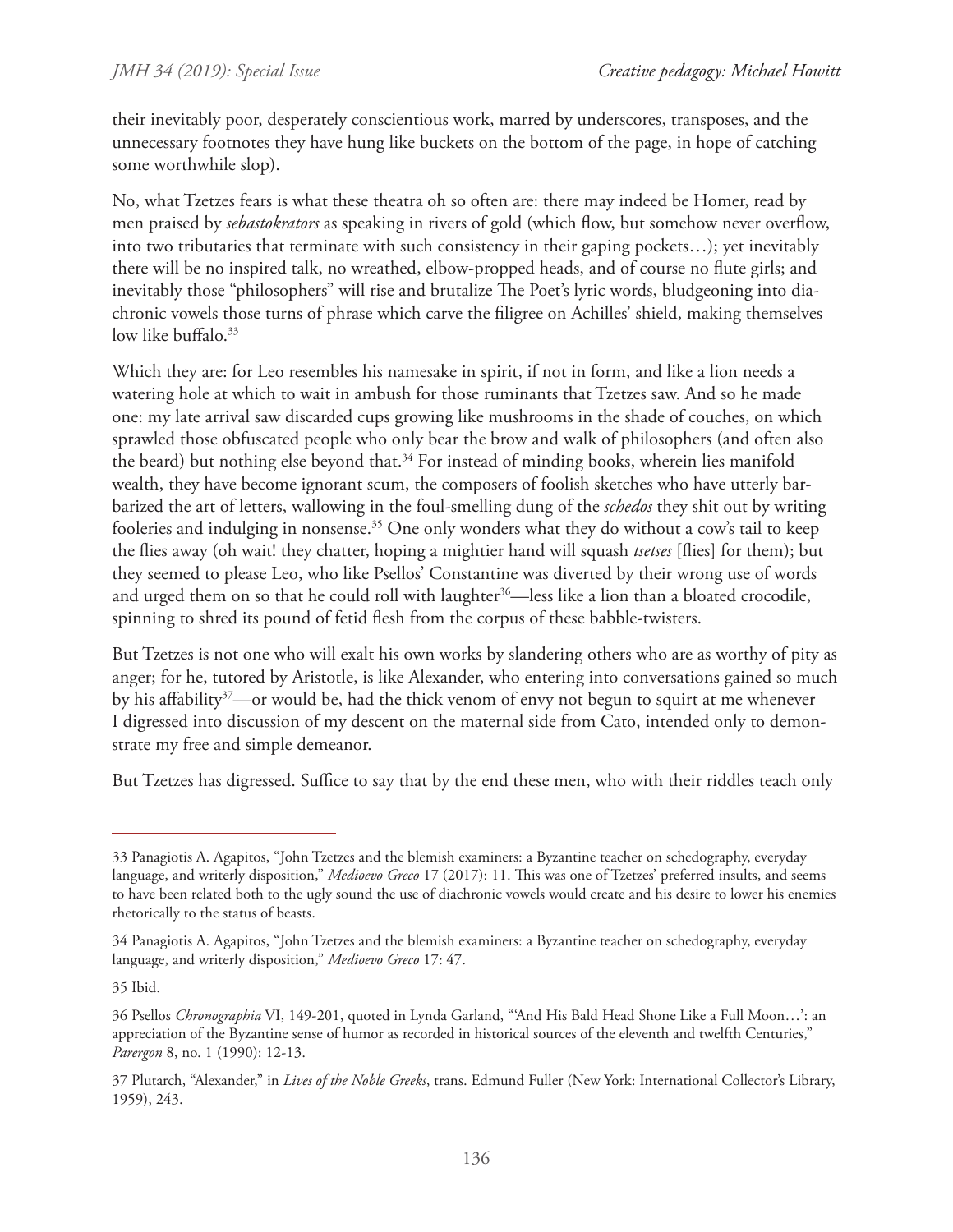their inevitably poor, desperately conscientious work, marred by underscores, transposes, and the unnecessary footnotes they have hung like buckets on the bottom of the page, in hope of catching some worthwhile slop).

No, what Tzetzes fears is what these theatra oh so often are: there may indeed be Homer, read by men praised by *sebastokrators* as speaking in rivers of gold (which flow, but somehow never overflow, into two tributaries that terminate with such consistency in their gaping pockets…); yet inevitably there will be no inspired talk, no wreathed, elbow-propped heads, and of course no flute girls; and inevitably those "philosophers" will rise and brutalize The Poet's lyric words, bludgeoning into diachronic vowels those turns of phrase which carve the filigree on Achilles' shield, making themselves low like buffalo.[33]

Which they are: for Leo resembles his namesake in spirit, if not in form, and like a lion needs a watering hole at which to wait in ambush for those ruminants that Tzetzes saw. And so he made one: my late arrival saw discarded cups growing like mushrooms in the shade of couches, on which sprawled those obfuscated people who only bear the brow and walk of philosophers (and often also the beard) but nothing else beyond that.[34] For instead of minding books, wherein lies manifold wealth, they have become ignorant scum, the composers of foolish sketches who have utterly barbarized the art of letters, wallowing in the foul-smelling dung of the *schedos* they shit out by writing fooleries and indulging in nonsense.[35] One only wonders what they do without a cow's tail to keep the flies away (oh wait! they chatter, hoping a mightier hand will squash *tsetses* [flies] for them); but they seemed to please Leo, who like Psellos' Constantine was diverted by their wrong use of words and urged them on so that he could roll with laughter[36]—less like a lion than a bloated crocodile, spinning to shred its pound of fetid flesh from the corpus of these babble-twisters.

But Tzetzes is not one who will exalt his own works by slandering others who are as worthy of pity as anger; for he, tutored by Aristotle, is like Alexander, who entering into conversations gained so much by his affability[37]—or would be, had the thick venom of envy not begun to squirt at me whenever I digressed into discussion of my descent on the maternal side from Cato, intended only to demonstrate my free and simple demeanor.

But Tzetzes has digressed. Suffice to say that by the end these men, who with their riddles teach only

---

33 Panagiotis A. Agapitos, "John Tzetzes and the blemish examiners: a Byzantine teacher on schedography, everyday language, and writerly disposition," *Medioevo Greco* 17 (2017): 11. This was one of Tzetzes' preferred insults, and seems to have been related both to the ugly sound the use of diachronic vowels would create and his desire to lower his enemies rhetorically to the status of beasts.

34 Panagiotis A. Agapitos, "John Tzetzes and the blemish examiners: a Byzantine teacher on schedography, everyday language, and writerly disposition," *Medioevo Greco* 17: 47.

35 Ibid.

36 Psellos *Chronographia* VI, 149-201, quoted in Lynda Garland, "'And His Bald Head Shone Like a Full Moon…': an appreciation of the Byzantine sense of humor as recorded in historical sources of the eleventh and twelfth Centuries," *Parergon* 8, no. 1 (1990): 12-13.

37 Plutarch, "Alexander," in *Lives of the Noble Greeks*, trans. Edmund Fuller (New York: International Collector's Library, 1959), 243.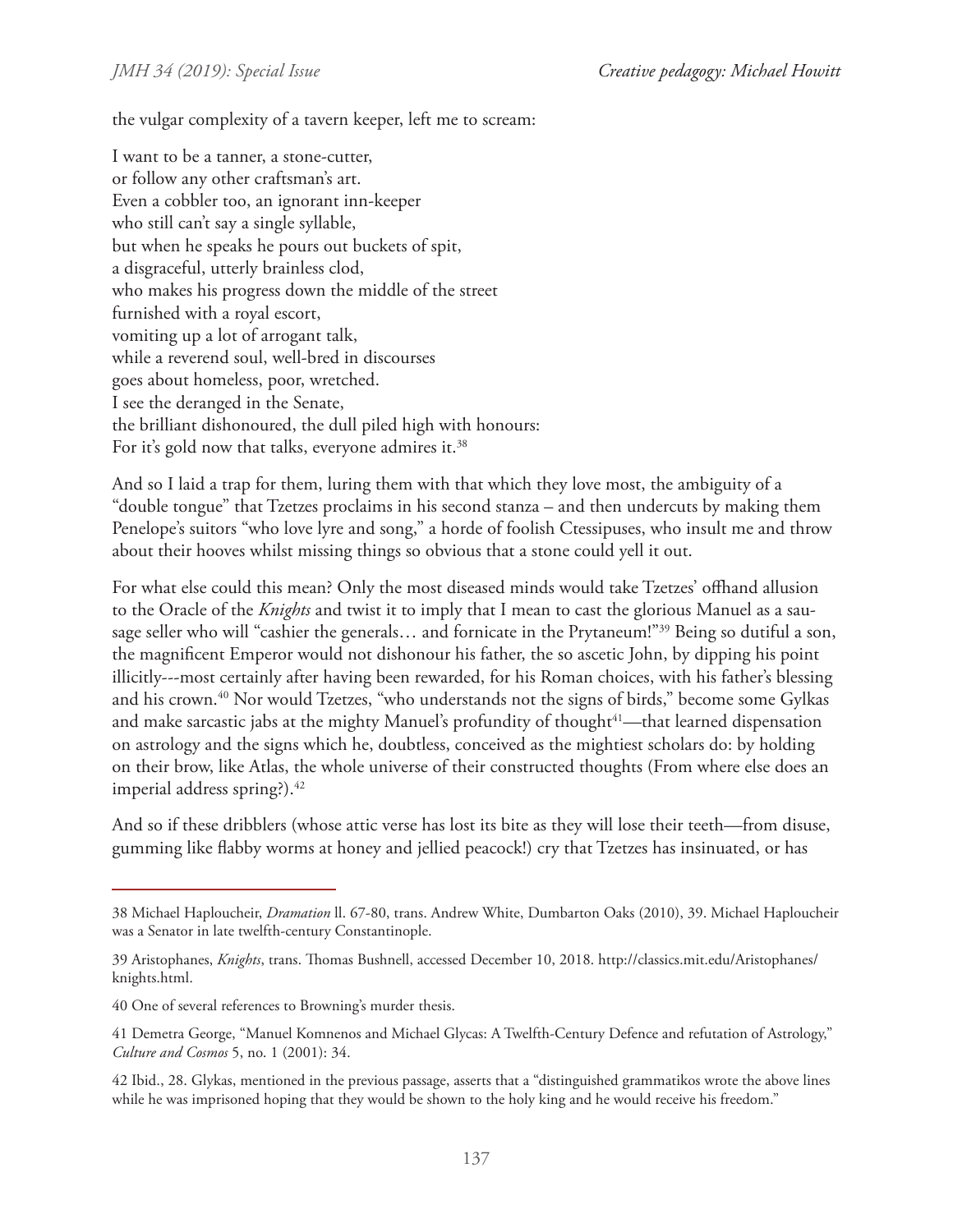the vulgar complexity of a tavern keeper, left me to scream:

I want to be a tanner, a stone-cutter,
or follow any other craftsman's art.
Even a cobbler too, an ignorant inn-keeper
who still can't say a single syllable,
but when he speaks he pours out buckets of spit,
a disgraceful, utterly brainless clod,
who makes his progress down the middle of the street
furnished with a royal escort,
vomiting up a lot of arrogant talk,
while a reverend soul, well-bred in discourses
goes about homeless, poor, wretched.
I see the deranged in the Senate,
the brilliant dishonoured, the dull piled high with honours:
For it's gold now that talks, everyone admires it.[38]

And so I laid a trap for them, luring them with that which they love most, the ambiguity of a "double tongue" that Tzetzes proclaims in his second stanza – and then undercuts by making them Penelope's suitors "who love lyre and song," a horde of foolish Ctessipuses, who insult me and throw about their hooves whilst missing things so obvious that a stone could yell it out.

For what else could this mean? Only the most diseased minds would take Tzetzes' offhand allusion to the Oracle of the *Knights* and twist it to imply that I mean to cast the glorious Manuel as a sausage seller who will "cashier the generals… and fornicate in the Prytaneum!"[39] Being so dutiful a son, the magnificent Emperor would not dishonour his father, the so ascetic John, by dipping his point illicitly---most certainly after having been rewarded, for his Roman choices, with his father's blessing and his crown.[40] Nor would Tzetzes, "who understands not the signs of birds," become some Gylkas and make sarcastic jabs at the mighty Manuel's profundity of thought[41]—that learned dispensation on astrology and the signs which he, doubtless, conceived as the mightiest scholars do: by holding on their brow, like Atlas, the whole universe of their constructed thoughts (From where else does an imperial address spring?).[42]

And so if these dribblers (whose attic verse has lost its bite as they will lose their teeth—from disuse, gumming like flabby worms at honey and jellied peacock!) cry that Tzetzes has insinuated, or has

---

38 Michael Haploucheir, *Dramation* ll. 67-80, trans. Andrew White, Dumbarton Oaks (2010), 39. Michael Haploucheir was a Senator in late twelfth-century Constantinople.

39 Aristophanes, *Knights*, trans. Thomas Bushnell, accessed December 10, 2018. http://classics.mit.edu/Aristophanes/knights.html.

40 One of several references to Browning's murder thesis.

41 Demetra George, "Manuel Komnenos and Michael Glycas: A Twelfth-Century Defence and refutation of Astrology," *Culture and Cosmos* 5, no. 1 (2001): 34.

42 Ibid., 28. Glykas, mentioned in the previous passage, asserts that a "distinguished grammatikos wrote the above lines while he was imprisoned hoping that they would be shown to the holy king and he would receive his freedom."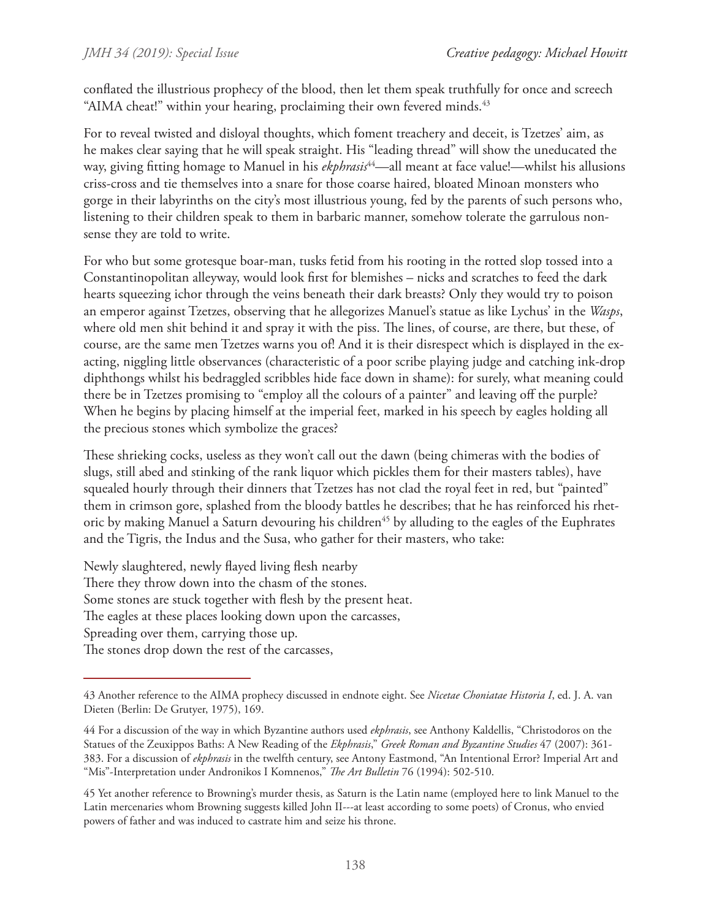conflated the illustrious prophecy of the blood, then let them speak truthfully for once and screech "AIMA cheat!" within your hearing, proclaiming their own fevered minds.[43]

For to reveal twisted and disloyal thoughts, which foment treachery and deceit, is Tzetzes' aim, as he makes clear saying that he will speak straight. His "leading thread" will show the uneducated the way, giving fitting homage to Manuel in his *ekphrasis*[44]—all meant at face value!—whilst his allusions criss-cross and tie themselves into a snare for those coarse haired, bloated Minoan monsters who gorge in their labyrinths on the city's most illustrious young, fed by the parents of such persons who, listening to their children speak to them in barbaric manner, somehow tolerate the garrulous nonsense they are told to write.

For who but some grotesque boar-man, tusks fetid from his rooting in the rotted slop tossed into a Constantinopolitan alleyway, would look first for blemishes – nicks and scratches to feed the dark hearts squeezing ichor through the veins beneath their dark breasts? Only they would try to poison an emperor against Tzetzes, observing that he allegorizes Manuel's statue as like Lychus' in the *Wasps*, where old men shit behind it and spray it with the piss. The lines, of course, are there, but these, of course, are the same men Tzetzes warns you of! And it is their disrespect which is displayed in the exacting, niggling little observances (characteristic of a poor scribe playing judge and catching ink-drop diphthongs whilst his bedraggled scribbles hide face down in shame): for surely, what meaning could there be in Tzetzes promising to "employ all the colours of a painter" and leaving off the purple? When he begins by placing himself at the imperial feet, marked in his speech by eagles holding all the precious stones which symbolize the graces?

These shrieking cocks, useless as they won't call out the dawn (being chimeras with the bodies of slugs, still abed and stinking of the rank liquor which pickles them for their masters tables), have squealed hourly through their dinners that Tzetzes has not clad the royal feet in red, but "painted" them in crimson gore, splashed from the bloody battles he describes; that he has reinforced his rhetoric by making Manuel a Saturn devouring his children[45] by alluding to the eagles of the Euphrates and the Tigris, the Indus and the Susa, who gather for their masters, who take:

Newly slaughtered, newly flayed living flesh nearby  
There they throw down into the chasm of the stones.  
Some stones are stuck together with flesh by the present heat.  
The eagles at these places looking down upon the carcasses,  
Spreading over them, carrying those up.  
The stones drop down the rest of the carcasses,

---

43 Another reference to the AIMA prophecy discussed in endnote eight. See *Nicetae Choniatae Historia I*, ed. J. A. van Dieten (Berlin: De Grutyer, 1975), 169.

44 For a discussion of the way in which Byzantine authors used *ekphrasis*, see Anthony Kaldellis, "Christodoros on the Statues of the Zeuxippos Baths: A New Reading of the *Ekphrasis*," *Greek Roman and Byzantine Studies* 47 (2007): 361-383. For a discussion of *ekphrasis* in the twelfth century, see Antony Eastmond, "An Intentional Error? Imperial Art and "Mis"-Interpretation under Andronikos I Komnenos," *The Art Bulletin* 76 (1994): 502-510.

45 Yet another reference to Browning's murder thesis, as Saturn is the Latin name (employed here to link Manuel to the Latin mercenaries whom Browning suggests killed John II---at least according to some poets) of Cronus, who envied powers of father and was induced to castrate him and seize his throne.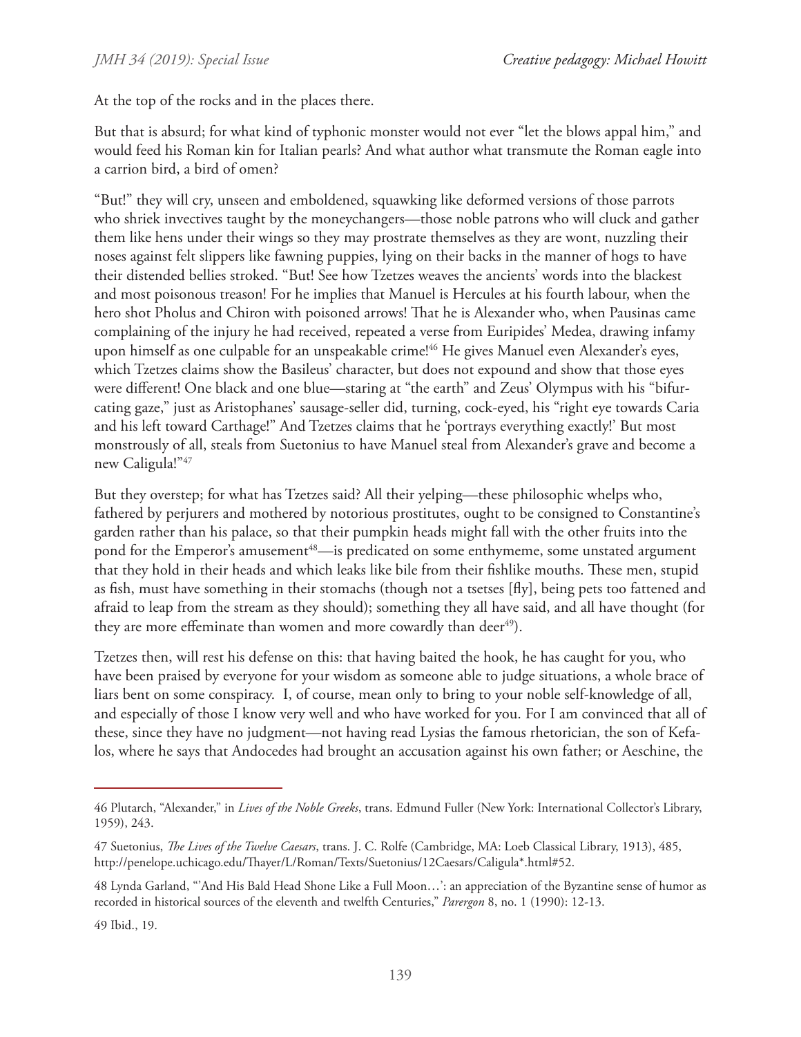At the top of the rocks and in the places there.

But that is absurd; for what kind of typhonic monster would not ever "let the blows appal him," and would feed his Roman kin for Italian pearls? And what author what transmute the Roman eagle into a carrion bird, a bird of omen?

"But!" they will cry, unseen and emboldened, squawking like deformed versions of those parrots who shriek invectives taught by the moneychangers—those noble patrons who will cluck and gather them like hens under their wings so they may prostrate themselves as they are wont, nuzzling their noses against felt slippers like fawning puppies, lying on their backs in the manner of hogs to have their distended bellies stroked. "But! See how Tzetzes weaves the ancients' words into the blackest and most poisonous treason! For he implies that Manuel is Hercules at his fourth labour, when the hero shot Pholus and Chiron with poisoned arrows! That he is Alexander who, when Pausinas came complaining of the injury he had received, repeated a verse from Euripides' Medea, drawing infamy upon himself as one culpable for an unspeakable crime![46] He gives Manuel even Alexander's eyes, which Tzetzes claims show the Basileus' character, but does not expound and show that those eyes were different! One black and one blue—staring at "the earth" and Zeus' Olympus with his "bifurcating gaze," just as Aristophanes' sausage-seller did, turning, cock-eyed, his "right eye towards Caria and his left toward Carthage!" And Tzetzes claims that he 'portrays everything exactly!' But most monstrously of all, steals from Suetonius to have Manuel steal from Alexander's grave and become a new Caligula!"[47]

But they overstep; for what has Tzetzes said? All their yelping—these philosophic whelps who, fathered by perjurers and mothered by notorious prostitutes, ought to be consigned to Constantine's garden rather than his palace, so that their pumpkin heads might fall with the other fruits into the pond for the Emperor's amusement[48]—is predicated on some enthymeme, some unstated argument that they hold in their heads and which leaks like bile from their fishlike mouths. These men, stupid as fish, must have something in their stomachs (though not a tsetses [fly], being pets too fattened and afraid to leap from the stream as they should); something they all have said, and all have thought (for they are more effeminate than women and more cowardly than deer[49]).

Tzetzes then, will rest his defense on this: that having baited the hook, he has caught for you, who have been praised by everyone for your wisdom as someone able to judge situations, a whole brace of liars bent on some conspiracy. I, of course, mean only to bring to your noble self-knowledge of all, and especially of those I know very well and who have worked for you. For I am convinced that all of these, since they have no judgment—not having read Lysias the famous rhetorician, the son of Kefalos, where he says that Andocedes had brought an accusation against his own father; or Aeschine, the

---

46 Plutarch, "Alexander," in *Lives of the Noble Greeks*, trans. Edmund Fuller (New York: International Collector's Library, 1959), 243.

47 Suetonius, *The Lives of the Twelve Caesars*, trans. J. C. Rolfe (Cambridge, MA: Loeb Classical Library, 1913), 485, http://penelope.uchicago.edu/Thayer/L/Roman/Texts/Suetonius/12Caesars/Caligula*.html#52.

48 Lynda Garland, "'And His Bald Head Shone Like a Full Moon…': an appreciation of the Byzantine sense of humor as recorded in historical sources of the eleventh and twelfth Centuries," *Parergon* 8, no. 1 (1990): 12-13.

49 Ibid., 19.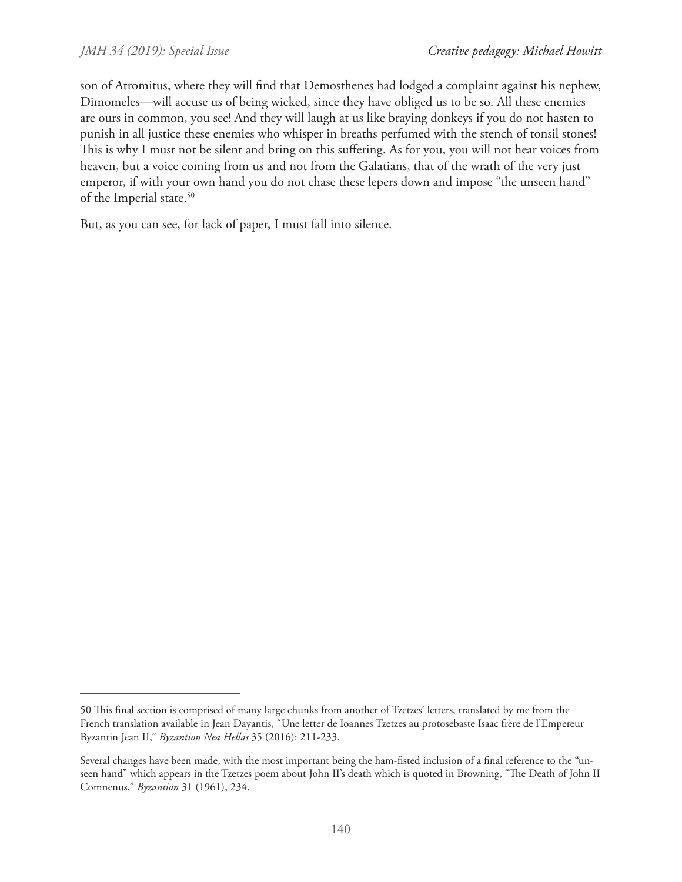son of Atromitus, where they will find that Demosthenes had lodged a complaint against his nephew, Dimomeles—will accuse us of being wicked, since they have obliged us to be so. All these enemies are ours in common, you see! And they will laugh at us like braying donkeys if you do not hasten to punish in all justice these enemies who whisper in breaths perfumed with the stench of tonsil stones! This is why I must not be silent and bring on this suffering. As for you, you will not hear voices from heaven, but a voice coming from us and not from the Galatians, that of the wrath of the very just emperor, if with your own hand you do not chase these lepers down and impose "the unseen hand" of the Imperial state.[50]

But, as you can see, for lack of paper, I must fall into silence.

---

50 This final section is comprised of many large chunks from another of Tzetzes' letters, translated by me from the French translation available in Jean Dayantis, "Une letter de Ioannes Tzetzes au protosebaste Isaac frère de l'Empereur Byzantin Jean II," *Byzantion Nea Hellas* 35 (2016): 211-233.

Several changes have been made, with the most important being the ham-fisted inclusion of a final reference to the "unseen hand" which appears in the Tzetzes poem about John II's death which is quoted in Browning, "The Death of John II Comnenus," *Byzantion* 31 (1961), 234.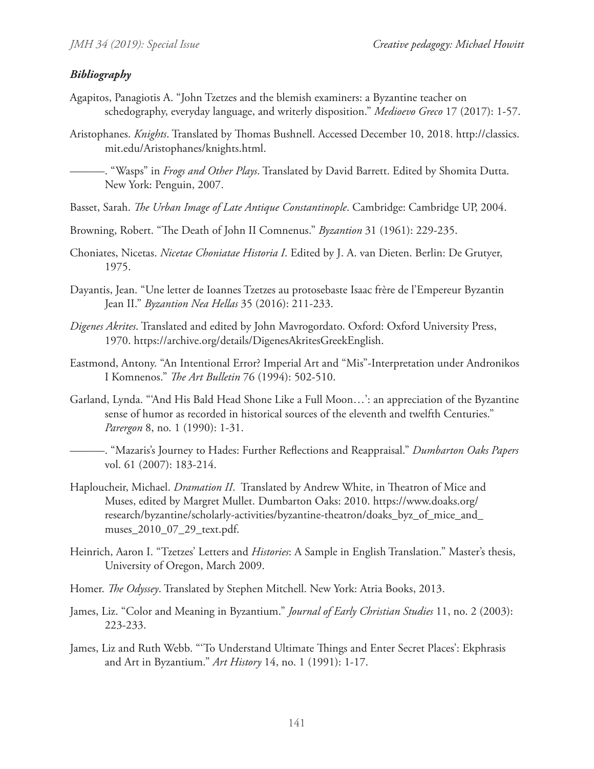### ***Bibliography***

Agapitos, Panagiotis A. "John Tzetzes and the blemish examiners: a Byzantine teacher on schedography, everyday language, and writerly disposition." *Medioevo Greco* 17 (2017): 1-57.

Aristophanes. *Knights*. Translated by Thomas Bushnell. Accessed December 10, 2018. http://classics.mit.edu/Aristophanes/knights.html.

———. "Wasps" in *Frogs and Other Plays*. Translated by David Barrett. Edited by Shomita Dutta. New York: Penguin, 2007.

Basset, Sarah. *The Urban Image of Late Antique Constantinople*. Cambridge: Cambridge UP, 2004.

Browning, Robert. "The Death of John II Comnenus." *Byzantion* 31 (1961): 229-235.

Choniates, Nicetas. *Nicetae Choniatae Historia I*. Edited by J. A. van Dieten. Berlin: De Grutyer, 1975.

Dayantis, Jean. "Une letter de Ioannes Tzetzes au protosebaste Isaac frère de l'Empereur Byzantin Jean II." *Byzantion Nea Hellas* 35 (2016): 211-233.

*Digenes Akrites*. Translated and edited by John Mavrogordato. Oxford: Oxford University Press, 1970. https://archive.org/details/DigenesAkritesGreekEnglish.

Eastmond, Antony. "An Intentional Error? Imperial Art and "Mis"-Interpretation under Andronikos I Komnenos." *The Art Bulletin* 76 (1994): 502-510.

Garland, Lynda. "'And His Bald Head Shone Like a Full Moon…': an appreciation of the Byzantine sense of humor as recorded in historical sources of the eleventh and twelfth Centuries." *Parergon* 8, no. 1 (1990): 1-31.

———. "Mazaris's Journey to Hades: Further Reflections and Reappraisal." *Dumbarton Oaks Papers* vol. 61 (2007): 183-214.

Haploucheir, Michael. *Dramation II*. Translated by Andrew White, in Theatron of Mice and Muses, edited by Margret Mullet. Dumbarton Oaks: 2010. https://www.doaks.org/research/byzantine/scholarly-activities/byzantine-theatron/doaks_byz_of_mice_and_muses_2010_07_29_text.pdf.

Heinrich, Aaron I. "Tzetzes' Letters and *Histories*: A Sample in English Translation." Master's thesis, University of Oregon, March 2009.

Homer. *The Odyssey*. Translated by Stephen Mitchell. New York: Atria Books, 2013.

James, Liz. "Color and Meaning in Byzantium." *Journal of Early Christian Studies* 11, no. 2 (2003): 223-233.

James, Liz and Ruth Webb. "'To Understand Ultimate Things and Enter Secret Places': Ekphrasis and Art in Byzantium." *Art History* 14, no. 1 (1991): 1-17.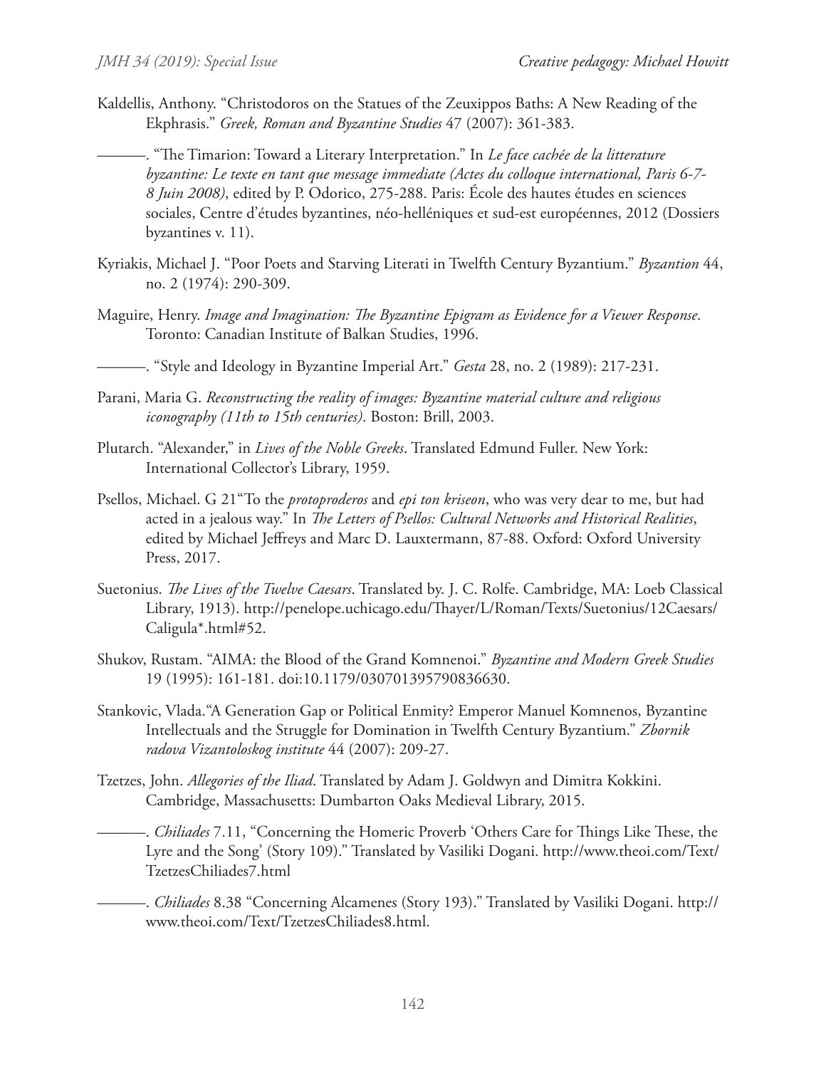Kaldellis, Anthony. "Christodoros on the Statues of the Zeuxippos Baths: A New Reading of the Ekphrasis." *Greek, Roman and Byzantine Studies* 47 (2007): 361-383.

———. "The Timarion: Toward a Literary Interpretation." In *Le face cachée de la litterature byzantine: Le texte en tant que message immediate (Actes du colloque international, Paris 6-7-8 Juin 2008)*, edited by P. Odorico, 275-288. Paris: École des hautes études en sciences sociales, Centre d'études byzantines, néo-helléniques et sud-est européennes, 2012 (Dossiers byzantines v. 11).

Kyriakis, Michael J. "Poor Poets and Starving Literati in Twelfth Century Byzantium." *Byzantion* 44, no. 2 (1974): 290-309.

Maguire, Henry. *Image and Imagination: The Byzantine Epigram as Evidence for a Viewer Response*. Toronto: Canadian Institute of Balkan Studies, 1996.

———. "Style and Ideology in Byzantine Imperial Art." *Gesta* 28, no. 2 (1989): 217-231.

Parani, Maria G. *Reconstructing the reality of images: Byzantine material culture and religious iconography (11th to 15th centuries)*. Boston: Brill, 2003.

Plutarch. "Alexander," in *Lives of the Noble Greeks*. Translated Edmund Fuller. New York: International Collector's Library, 1959.

Psellos, Michael. G 21"To the *protoproderos* and *epi ton kriseon*, who was very dear to me, but had acted in a jealous way." In *The Letters of Psellos: Cultural Networks and Historical Realities*, edited by Michael Jeffreys and Marc D. Lauxtermann, 87-88. Oxford: Oxford University Press, 2017.

Suetonius. *The Lives of the Twelve Caesars*. Translated by. J. C. Rolfe. Cambridge, MA: Loeb Classical Library, 1913). http://penelope.uchicago.edu/Thayer/L/Roman/Texts/Suetonius/12Caesars/Caligula*.html#52.

Shukov, Rustam. "AIMA: the Blood of the Grand Komnenoi." *Byzantine and Modern Greek Studies* 19 (1995): 161-181. doi:10.1179/030701395790836630.

Stankovic, Vlada."A Generation Gap or Political Enmity? Emperor Manuel Komnenos, Byzantine Intellectuals and the Struggle for Domination in Twelfth Century Byzantium." *Zbornik radova Vizantoloskog institute* 44 (2007): 209-27.

Tzetzes, John. *Allegories of the Iliad*. Translated by Adam J. Goldwyn and Dimitra Kokkini. Cambridge, Massachusetts: Dumbarton Oaks Medieval Library, 2015.

———. *Chiliades* 7.11, "Concerning the Homeric Proverb 'Others Care for Things Like These, the Lyre and the Song' (Story 109)." Translated by Vasiliki Dogani. http://www.theoi.com/Text/TzetzesChiliades7.html

———. *Chiliades* 8.38 "Concerning Alcamenes (Story 193)." Translated by Vasiliki Dogani. http://www.theoi.com/Text/TzetzesChiliades8.html.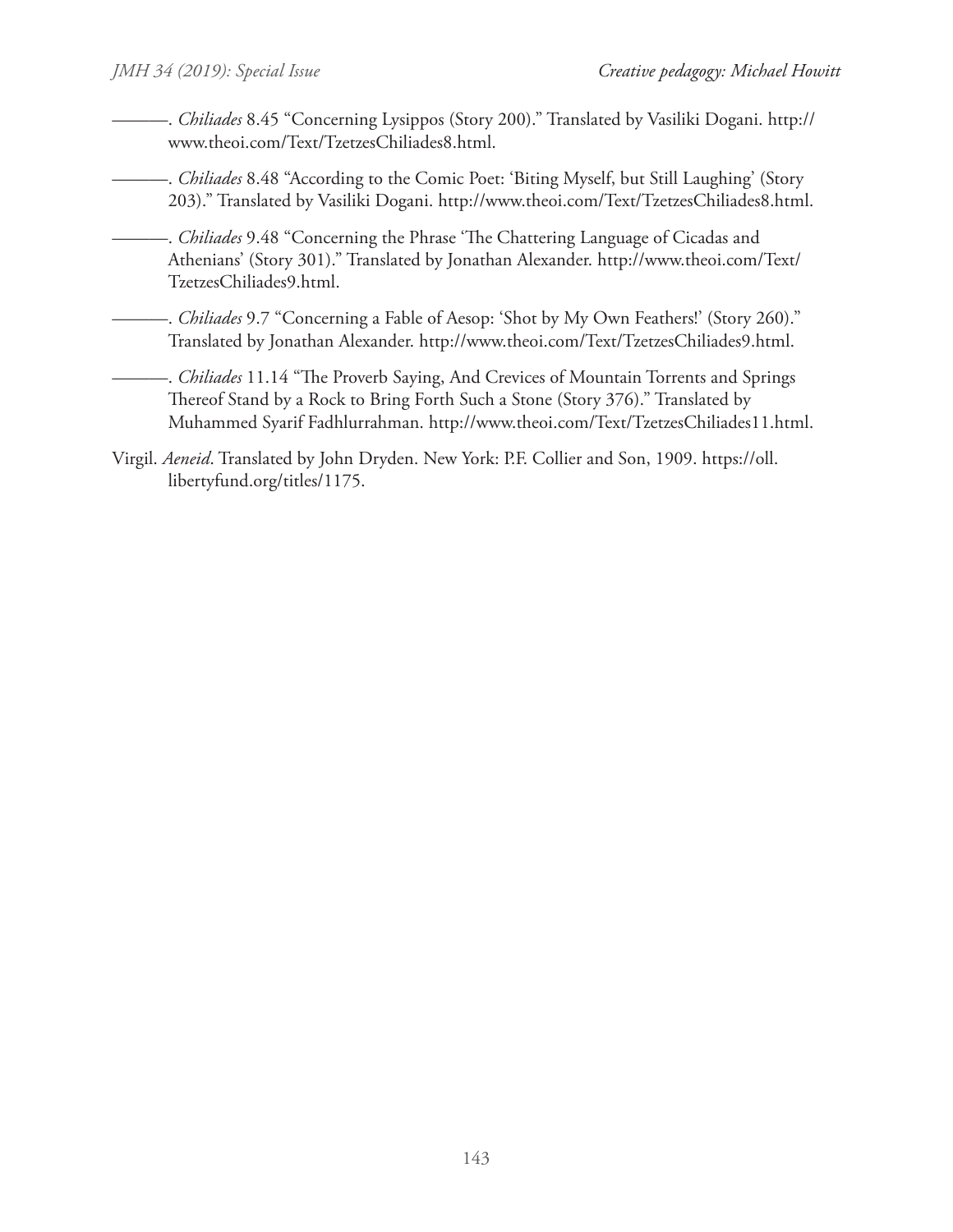———. *Chiliades* 8.45 "Concerning Lysippos (Story 200)." Translated by Vasiliki Dogani. http://www.theoi.com/Text/TzetzesChiliades8.html.

———. *Chiliades* 8.48 "According to the Comic Poet: 'Biting Myself, but Still Laughing' (Story 203)." Translated by Vasiliki Dogani. http://www.theoi.com/Text/TzetzesChiliades8.html.

———. *Chiliades* 9.48 "Concerning the Phrase 'The Chattering Language of Cicadas and Athenians' (Story 301)." Translated by Jonathan Alexander. http://www.theoi.com/Text/TzetzesChiliades9.html.

———. *Chiliades* 9.7 "Concerning a Fable of Aesop: 'Shot by My Own Feathers!' (Story 260)." Translated by Jonathan Alexander. http://www.theoi.com/Text/TzetzesChiliades9.html.

———. *Chiliades* 11.14 "The Proverb Saying, And Crevices of Mountain Torrents and Springs Thereof Stand by a Rock to Bring Forth Such a Stone (Story 376)." Translated by Muhammed Syarif Fadhlurrahman. http://www.theoi.com/Text/TzetzesChiliades11.html.

Virgil. *Aeneid*. Translated by John Dryden. New York: P.F. Collier and Son, 1909. https://oll.libertyfund.org/titles/1175.